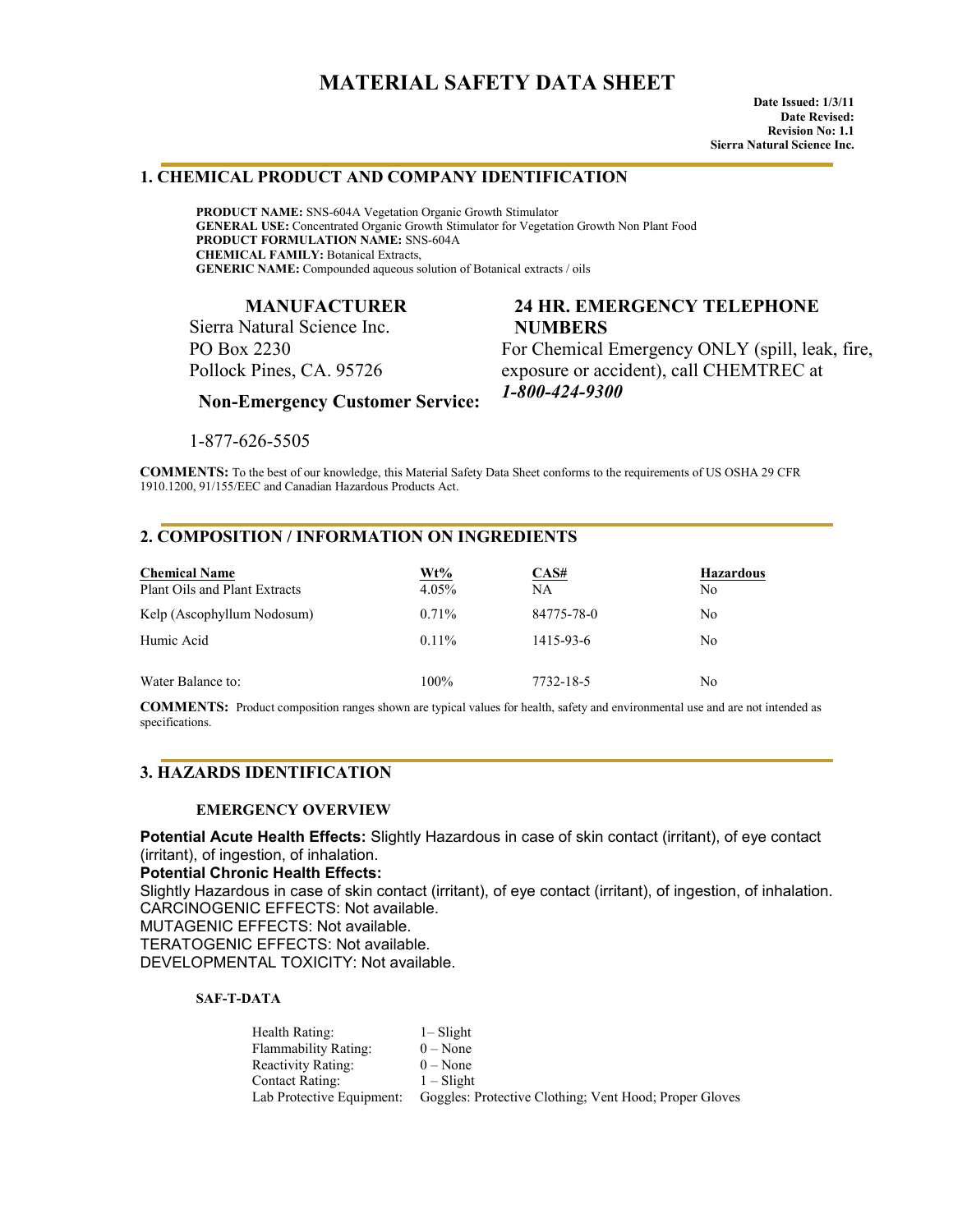# MATERIAL SAFETY DATA SHEET

**Date Issued: 1/3/11**
**Date Revised:**
**Revision No: 1.1**
**Sierra Natural Science Inc.**

## 1. CHEMICAL PRODUCT AND COMPANY IDENTIFICATION

**PRODUCT NAME:** SNS-604A Vegetation Organic Growth Stimulator
**GENERAL USE:** Concentrated Organic Growth Stimulator for Vegetation Growth Non Plant Food
**PRODUCT FORMULATION NAME:** SNS-604A
**CHEMICAL FAMILY:** Botanical Extracts,
**GENERIC NAME:** Compounded aqueous solution of Botanical extracts / oils

### MANUFACTURER

Sierra Natural Science Inc.
PO Box 2230
Pollock Pines, CA. 95726

### Non-Emergency Customer Service:

1-877-626-5505

### 24 HR. EMERGENCY TELEPHONE NUMBERS

For Chemical Emergency ONLY (spill, leak, fire, exposure or accident), call CHEMTREC at ***1-800-424-9300***

**COMMENTS:** To the best of our knowledge, this Material Safety Data Sheet conforms to the requirements of US OSHA 29 CFR 1910.1200, 91/155/EEC and Canadian Hazardous Products Act.

## 2. COMPOSITION / INFORMATION ON INGREDIENTS

| Chemical Name | Wt% | CAS# | Hazardous |
|---|---|---|---|
| Plant Oils and Plant Extracts | 4.05% | NA | No |
| Kelp (Ascophyllum Nodosum) | 0.71% | 84775-78-0 | No |
| Humic Acid | 0.11% | 1415-93-6 | No |
| Water Balance to: | 100% | 7732-18-5 | No |

**COMMENTS:** Product composition ranges shown are typical values for health, safety and environmental use and are not intended as specifications.

## 3. HAZARDS IDENTIFICATION

### EMERGENCY OVERVIEW

**Potential Acute Health Effects:** Slightly Hazardous in case of skin contact (irritant), of eye contact (irritant), of ingestion, of inhalation.
**Potential Chronic Health Effects:**
Slightly Hazardous in case of skin contact (irritant), of eye contact (irritant), of ingestion, of inhalation.
CARCINOGENIC EFFECTS: Not available.
MUTAGENIC EFFECTS: Not available.
TERATOGENIC EFFECTS: Not available.
DEVELOPMENTAL TOXICITY: Not available.

### SAF-T-DATA

| | |
|---|---|
| Health Rating: | 1– Slight |
| Flammability Rating: | 0 – None |
| Reactivity Rating: | 0 – None |
| Contact Rating: | 1 – Slight |
| Lab Protective Equipment: | Goggles: Protective Clothing; Vent Hood; Proper Gloves |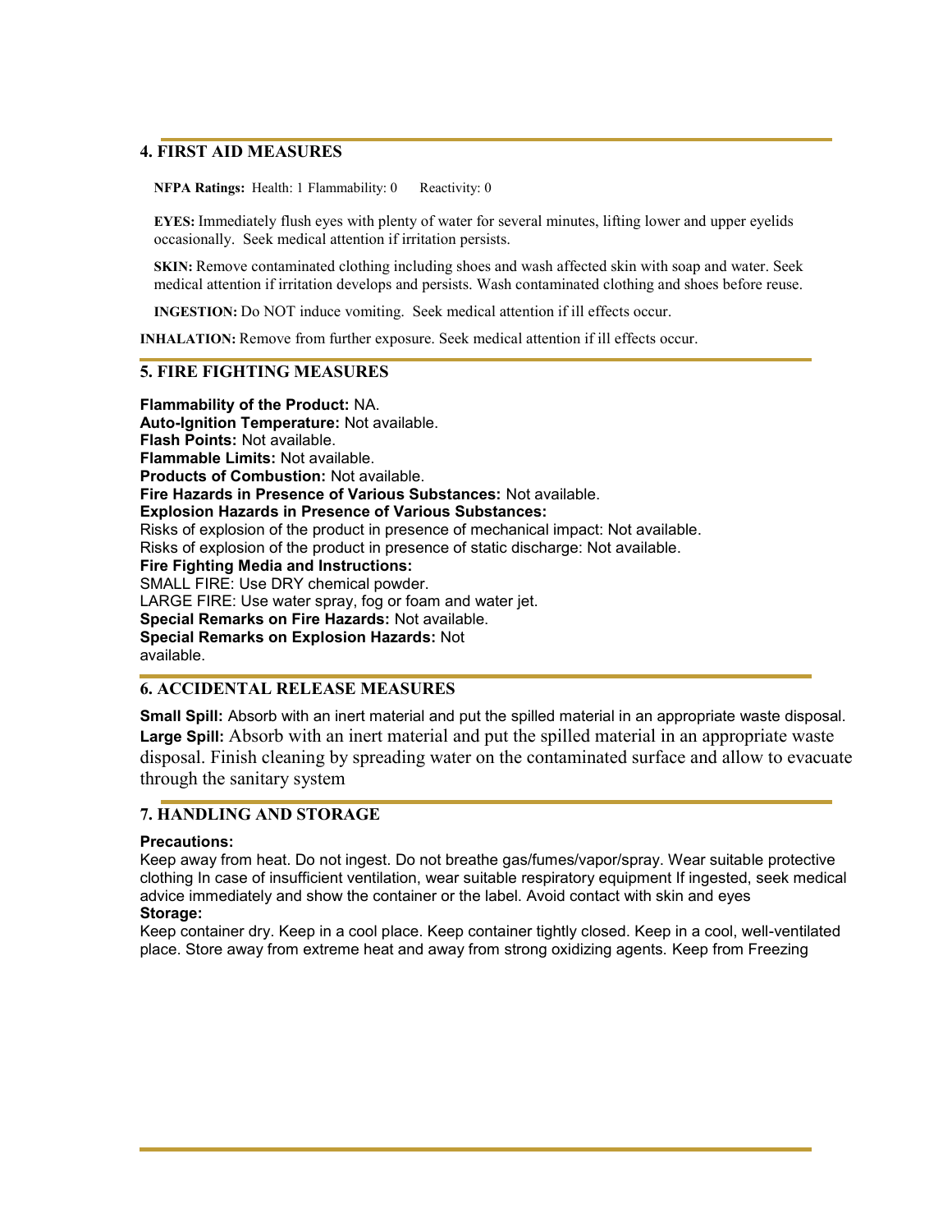## 4. FIRST AID MEASURES

**NFPA Ratings:** Health: 1 Flammability: 0 Reactivity: 0

**EYES:** Immediately flush eyes with plenty of water for several minutes, lifting lower and upper eyelids occasionally. Seek medical attention if irritation persists.

**SKIN:** Remove contaminated clothing including shoes and wash affected skin with soap and water. Seek medical attention if irritation develops and persists. Wash contaminated clothing and shoes before reuse.

**INGESTION:** Do NOT induce vomiting. Seek medical attention if ill effects occur.

**INHALATION:** Remove from further exposure. Seek medical attention if ill effects occur.

## 5. FIRE FIGHTING MEASURES

**Flammability of the Product:** NA.
**Auto-Ignition Temperature:** Not available.
**Flash Points:** Not available.
**Flammable Limits:** Not available.
**Products of Combustion:** Not available.
**Fire Hazards in Presence of Various Substances:** Not available.
**Explosion Hazards in Presence of Various Substances:**
Risks of explosion of the product in presence of mechanical impact: Not available.
Risks of explosion of the product in presence of static discharge: Not available.
**Fire Fighting Media and Instructions:**
SMALL FIRE: Use DRY chemical powder.
LARGE FIRE: Use water spray, fog or foam and water jet.
**Special Remarks on Fire Hazards:** Not available.
**Special Remarks on Explosion Hazards:** Not available.

## 6. ACCIDENTAL RELEASE MEASURES

**Small Spill:** Absorb with an inert material and put the spilled material in an appropriate waste disposal.
**Large Spill:** Absorb with an inert material and put the spilled material in an appropriate waste disposal. Finish cleaning by spreading water on the contaminated surface and allow to evacuate through the sanitary system

## 7. HANDLING AND STORAGE

**Precautions:**
Keep away from heat. Do not ingest. Do not breathe gas/fumes/vapor/spray. Wear suitable protective clothing In case of insufficient ventilation, wear suitable respiratory equipment If ingested, seek medical advice immediately and show the container or the label. Avoid contact with skin and eyes
**Storage:**
Keep container dry. Keep in a cool place. Keep container tightly closed. Keep in a cool, well-ventilated place. Store away from extreme heat and away from strong oxidizing agents. Keep from Freezing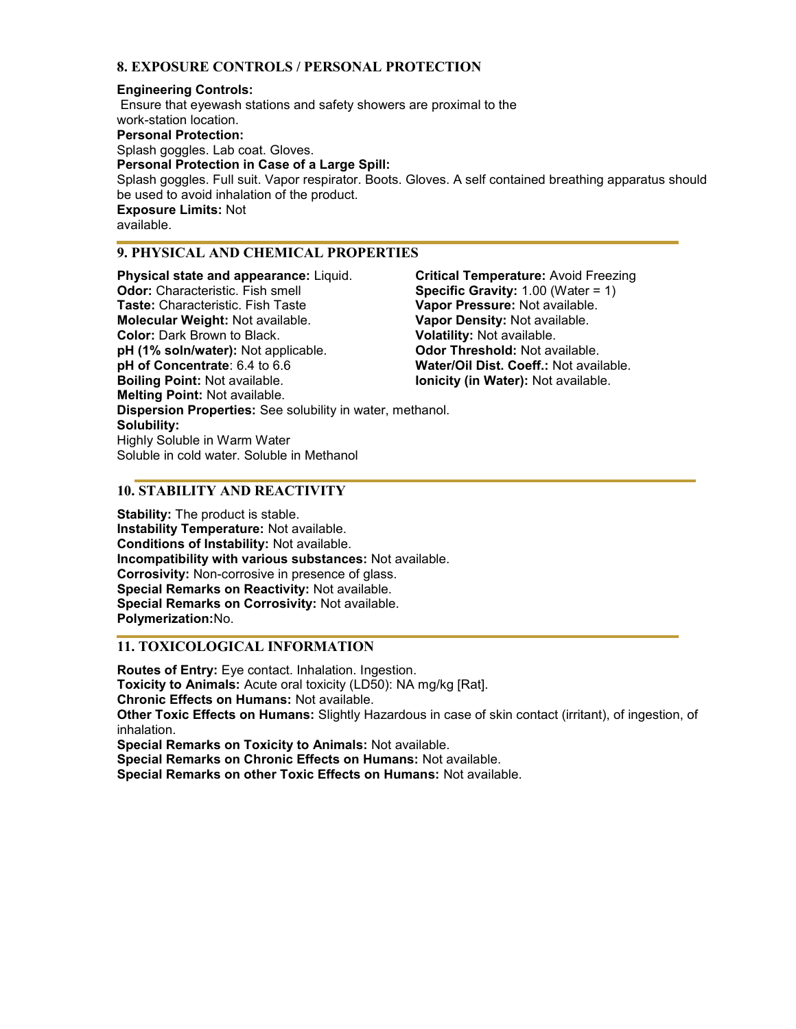## 8. EXPOSURE CONTROLS / PERSONAL PROTECTION

**Engineering Controls:**
Ensure that eyewash stations and safety showers are proximal to the work-station location.

**Personal Protection:**
Splash goggles. Lab coat. Gloves.

**Personal Protection in Case of a Large Spill:**
Splash goggles. Full suit. Vapor respirator. Boots. Gloves. A self contained breathing apparatus should be used to avoid inhalation of the product.

**Exposure Limits:** Not available.

## 9. PHYSICAL AND CHEMICAL PROPERTIES

**Physical state and appearance:** Liquid.
**Odor:** Characteristic. Fish smell
**Taste:** Characteristic. Fish Taste
**Molecular Weight:** Not available.
**Color:** Dark Brown to Black.
**pH (1% soln/water):** Not applicable.
**pH of Concentrate**: 6.4 to 6.6
**Boiling Point:** Not available.
**Melting Point:** Not available.
**Critical Temperature:** Avoid Freezing
**Specific Gravity:** 1.00 (Water = 1)
**Vapor Pressure:** Not available.
**Vapor Density:** Not available.
**Volatility:** Not available.
**Odor Threshold:** Not available.
**Water/Oil Dist. Coeff.:** Not available.
**Ionicity (in Water):** Not available.
**Dispersion Properties:** See solubility in water, methanol.
**Solubility:**
Highly Soluble in Warm Water
Soluble in cold water. Soluble in Methanol

## 10. STABILITY AND REACTIVITY

**Stability:** The product is stable.
**Instability Temperature:** Not available.
**Conditions of Instability:** Not available.
**Incompatibility with various substances:** Not available.
**Corrosivity:** Non-corrosive in presence of glass.
**Special Remarks on Reactivity:** Not available.
**Special Remarks on Corrosivity:** Not available.
**Polymerization:** No.

## 11. TOXICOLOGICAL INFORMATION

**Routes of Entry:** Eye contact. Inhalation. Ingestion.
**Toxicity to Animals:** Acute oral toxicity (LD50): NA mg/kg [Rat].
**Chronic Effects on Humans:** Not available.
**Other Toxic Effects on Humans:** Slightly Hazardous in case of skin contact (irritant), of ingestion, of inhalation.
**Special Remarks on Toxicity to Animals:** Not available.
**Special Remarks on Chronic Effects on Humans:** Not available.
**Special Remarks on other Toxic Effects on Humans:** Not available.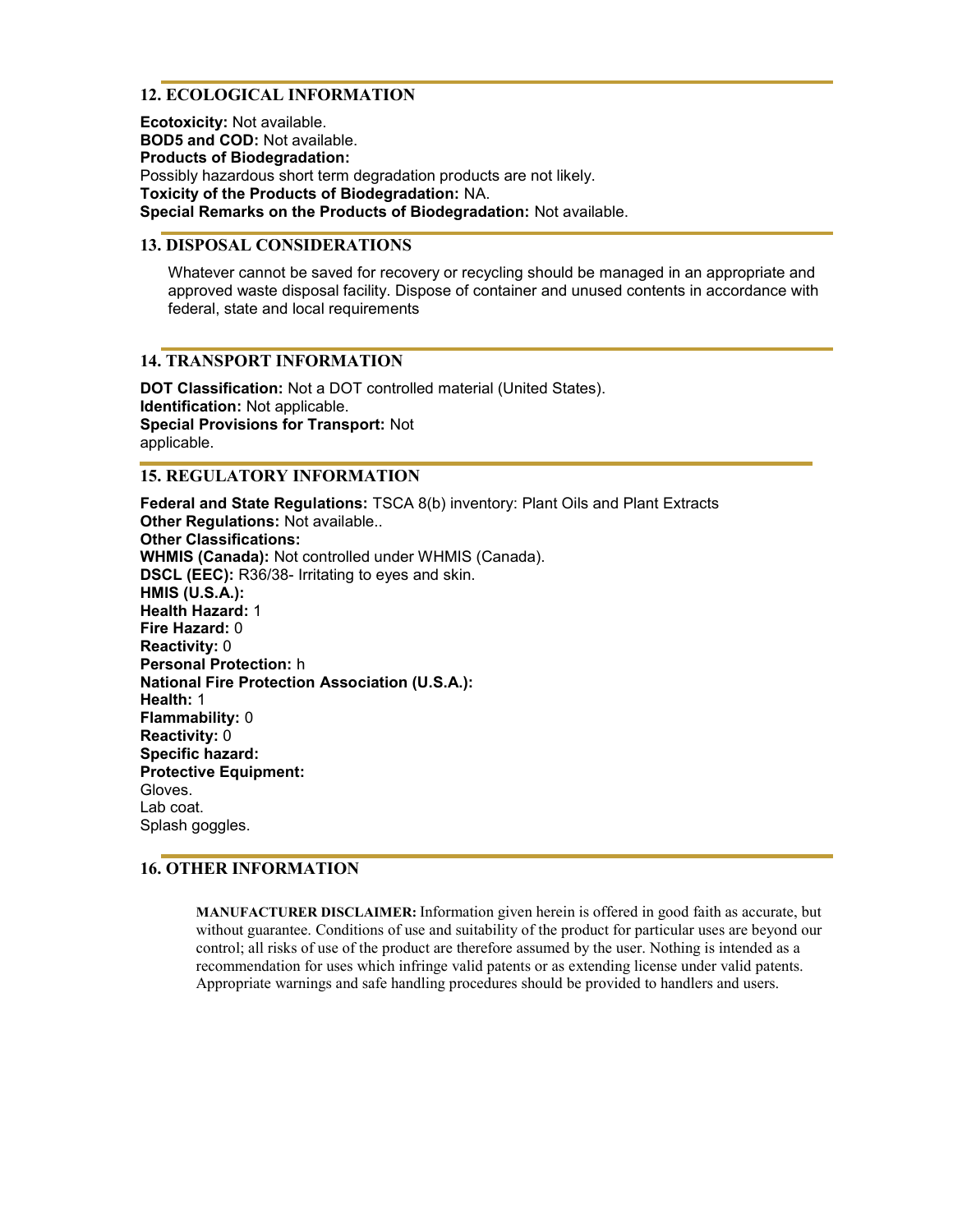## 12. ECOLOGICAL INFORMATION

**Ecotoxicity:** Not available.
**BOD5 and COD:** Not available.
**Products of Biodegradation:**
Possibly hazardous short term degradation products are not likely.
**Toxicity of the Products of Biodegradation:** NA.
**Special Remarks on the Products of Biodegradation:** Not available.

## 13. DISPOSAL CONSIDERATIONS

Whatever cannot be saved for recovery or recycling should be managed in an appropriate and approved waste disposal facility. Dispose of container and unused contents in accordance with federal, state and local requirements

## 14. TRANSPORT INFORMATION

**DOT Classification:** Not a DOT controlled material (United States).
**Identification:** Not applicable.
**Special Provisions for Transport:** Not applicable.

## 15. REGULATORY INFORMATION

**Federal and State Regulations:** TSCA 8(b) inventory: Plant Oils and Plant Extracts
**Other Regulations:** Not available..
**Other Classifications:**
**WHMIS (Canada):** Not controlled under WHMIS (Canada).
**DSCL (EEC):** R36/38- Irritating to eyes and skin.
**HMIS (U.S.A.):**
**Health Hazard:** 1
**Fire Hazard:** 0
**Reactivity:** 0
**Personal Protection:** h
**National Fire Protection Association (U.S.A.):**
**Health:** 1
**Flammability:** 0
**Reactivity:** 0
**Specific hazard:**
**Protective Equipment:**
Gloves.
Lab coat.
Splash goggles.

## 16. OTHER INFORMATION

**MANUFACTURER DISCLAIMER:** Information given herein is offered in good faith as accurate, but without guarantee. Conditions of use and suitability of the product for particular uses are beyond our control; all risks of use of the product are therefore assumed by the user. Nothing is intended as a recommendation for uses which infringe valid patents or as extending license under valid patents. Appropriate warnings and safe handling procedures should be provided to handlers and users.